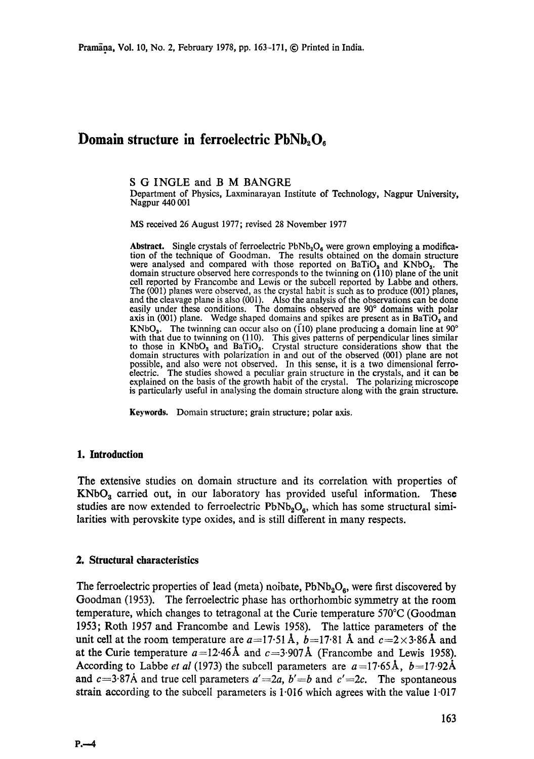# Domain structure in ferroelectric $PbNb_2O_6$

S G INGLE and B M BANGRE

Department of Physics, Laxminarayan Institute of Technology, Nagpur University, Nagpur 440 001

MS received 26 August 1977; revised 28 November 1977

**Abstract.** Single crystals of ferroelectric $PbNb_2O_6$ were grown employing a modification of the technique of Goodman. The results obtained on the domain structure were analysed and compared with those reported on $BaTiO_3$ and $KNbO_3$. The domain structure observed here corresponds to the twinning on (110) plane of the unit cell reported by Francombe and Lewis or the subcell reported by Labbe and others. The (001) planes were observed, as the crystal habit is such as to produce (001) planes, and the cleavage plane is also (001). Also the analysis of the observations can be done easily under these conditions. The domains observed are 90° domains with polar axis in (001) plane. Wedge shaped domains and spikes are present as in $BaTiO_3$ and $KNbO_3$. The twinning can occur also on ($\bar{1}$10) plane producing a domain line at 90° with that due to twinning on (110). This gives patterns of perpendicular lines similar to those in $KNbO_3$ and $BaTiO_3$. Crystal structure considerations show that the domain structures with polarization in and out of the observed (001) plane are not possible, and also were not observed. In this sense, it is a two dimensional ferroelectric. The studies showed a peculiar grain structure in the crystals, and it can be explained on the basis of the growth habit of the crystal. The polarizing microscope is particularly useful in analysing the domain structure along with the grain structure.

**Keywords.** Domain structure; grain structure; polar axis.

## 1. Introduction

The extensive studies on domain structure and its correlation with properties of $KNbO_3$ carried out, in our laboratory has provided useful information. These studies are now extended to ferroelectric $PbNb_2O_6$, which has some structural similarities with perovskite type oxides, and is still different in many respects.

## 2. Structural characteristics

The ferroelectric properties of lead (meta) noibate, $PbNb_2O_6$, were first discovered by Goodman (1953). The ferroelectric phase has orthorhombic symmetry at the room temperature, which changes to tetragonal at the Curie temperature 570°C (Goodman 1953; Roth 1957 and Francombe and Lewis 1958). The lattice parameters of the unit cell at the room temperature are $a = 17{\cdot}51$ Å, $b = 17{\cdot}81$ Å and $c = 2 \times 3{\cdot}86$ Å and at the Curie temperature $a = 12{\cdot}46$ Å and $c = 3{\cdot}907$ Å (Francombe and Lewis 1958). According to Labbe *et al* (1973) the subcell parameters are $a = 17{\cdot}65$ Å, $b = 17{\cdot}92$ Å and $c = 3{\cdot}87$ Å and true cell parameters $a' = 2a$, $b' = b$ and $c' = 2c$. The spontaneous strain according to the subcell parameters is 1·016 which agrees with the value 1·017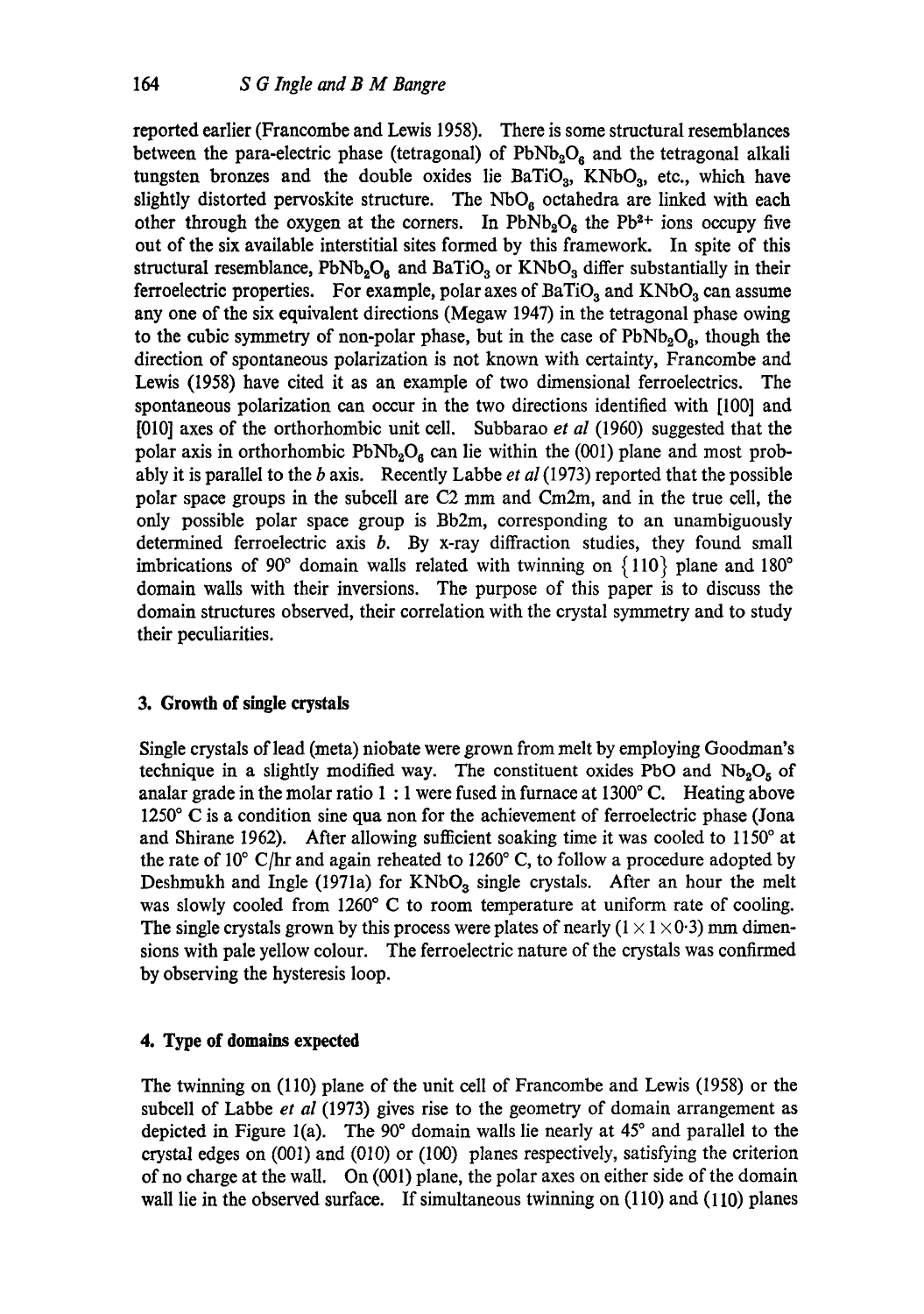reported earlier (Francombe and Lewis 1958). There is some structural resemblances between the para-electric phase (tetragonal) of $PbNb_2O_6$ and the tetragonal alkali tungsten bronzes and the double oxides lie $BaTiO_3$, $KNbO_3$, etc., which have slightly distorted pervoskite structure. The $NbO_6$ octahedra are linked with each other through the oxygen at the corners. In $PbNb_2O_6$ the $Pb^{2+}$ ions occupy five out of the six available interstitial sites formed by this framework. In spite of this structural resemblance, $PbNb_2O_6$ and $BaTiO_3$ or $KNbO_3$ differ substantially in their ferroelectric properties. For example, polar axes of $BaTiO_3$ and $KNbO_3$ can assume any one of the six equivalent directions (Megaw 1947) in the tetragonal phase owing to the cubic symmetry of non-polar phase, but in the case of $PbNb_2O_6$, though the direction of spontaneous polarization is not known with certainty, Francombe and Lewis (1958) have cited it as an example of two dimensional ferroelectrics. The spontaneous polarization can occur in the two directions identified with [100] and [010] axes of the orthorhombic unit cell. Subbarao *et al* (1960) suggested that the polar axis in orthorhombic $PbNb_2O_6$ can lie within the (001) plane and most probably it is parallel to the *b* axis. Recently Labbe *et al* (1973) reported that the possible polar space groups in the subcell are C2 mm and Cm2m, and in the true cell, the only possible polar space group is Bb2m, corresponding to an unambiguously determined ferroelectric axis *b*. By x-ray diffraction studies, they found small imbrications of 90° domain walls related with twinning on {110} plane and 180° domain walls with their inversions. The purpose of this paper is to discuss the domain structures observed, their correlation with the crystal symmetry and to study their peculiarities.

## 3. Growth of single crystals

Single crystals of lead (meta) niobate were grown from melt by employing Goodman's technique in a slightly modified way. The constituent oxides PbO and $Nb_2O_5$ of analar grade in the molar ratio 1 : 1 were fused in furnace at 1300° C. Heating above 1250° C is a condition sine qua non for the achievement of ferroelectric phase (Jona and Shirane 1962). After allowing sufficient soaking time it was cooled to 1150° at the rate of 10° C/hr and again reheated to 1260° C, to follow a procedure adopted by Deshmukh and Ingle (1971a) for $KNbO_3$ single crystals. After an hour the melt was slowly cooled from 1260° C to room temperature at uniform rate of cooling. The single crystals grown by this process were plates of nearly ($1 \times 1 \times 0{\cdot}3$) mm dimensions with pale yellow colour. The ferroelectric nature of the crystals was confirmed by observing the hysteresis loop.

## 4. Type of domains expected

The twinning on (110) plane of the unit cell of Francombe and Lewis (1958) or the subcell of Labbe *et al* (1973) gives rise to the geometry of domain arrangement as depicted in Figure 1(a). The 90° domain walls lie nearly at 45° and parallel to the crystal edges on (001) and (010) or (100) planes respectively, satisfying the criterion of no charge at the wall. On (001) plane, the polar axes on either side of the domain wall lie in the observed surface. If simultaneous twinning on (110) and ($1\bar{1}0$) planes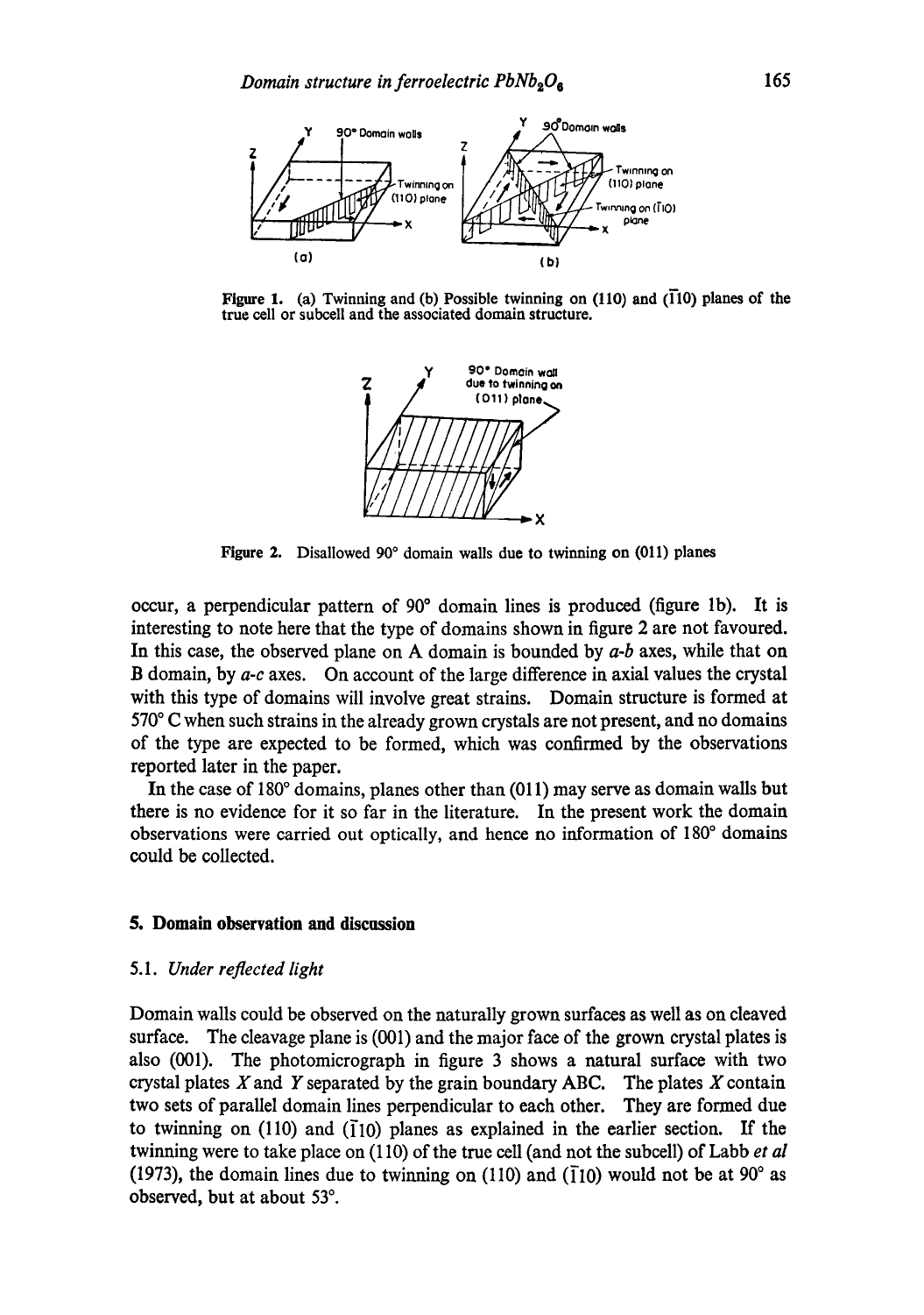Figure 1. (a) Twinning and (b) Possible twinning on (110) and ($\bar{1}$10) planes of the true cell or subcell and the associated domain structure.

Figure 2. Disallowed 90° domain walls due to twinning on (011) planes

occur, a perpendicular pattern of 90° domain lines is produced (figure 1b). It is interesting to note here that the type of domains shown in figure 2 are not favoured. In this case, the observed plane on A domain is bounded by *a-b* axes, while that on B domain, by *a-c* axes. On account of the large difference in axial values the crystal with this type of domains will involve great strains. Domain structure is formed at 570° C when such strains in the already grown crystals are not present, and no domains of the type are expected to be formed, which was confirmed by the observations reported later in the paper.

In the case of 180° domains, planes other than (011) may serve as domain walls but there is no evidence for it so far in the literature. In the present work the domain observations were carried out optically, and hence no information of 180° domains could be collected.

## 5. Domain observation and discussion

### 5.1. *Under reflected light*

Domain walls could be observed on the naturally grown surfaces as well as on cleaved surface. The cleavage plane is (001) and the major face of the grown crystal plates is also (001). The photomicrograph in figure 3 shows a natural surface with two crystal plates $X$ and $Y$ separated by the grain boundary ABC. The plates $X$ contain two sets of parallel domain lines perpendicular to each other. They are formed due to twinning on (110) and ($\bar{1}$10) planes as explained in the earlier section. If the twinning were to take place on (110) of the true cell (and not the subcell) of Labb *et al* (1973), the domain lines due to twinning on (110) and ($\bar{1}$10) would not be at 90° as observed, but at about 53°.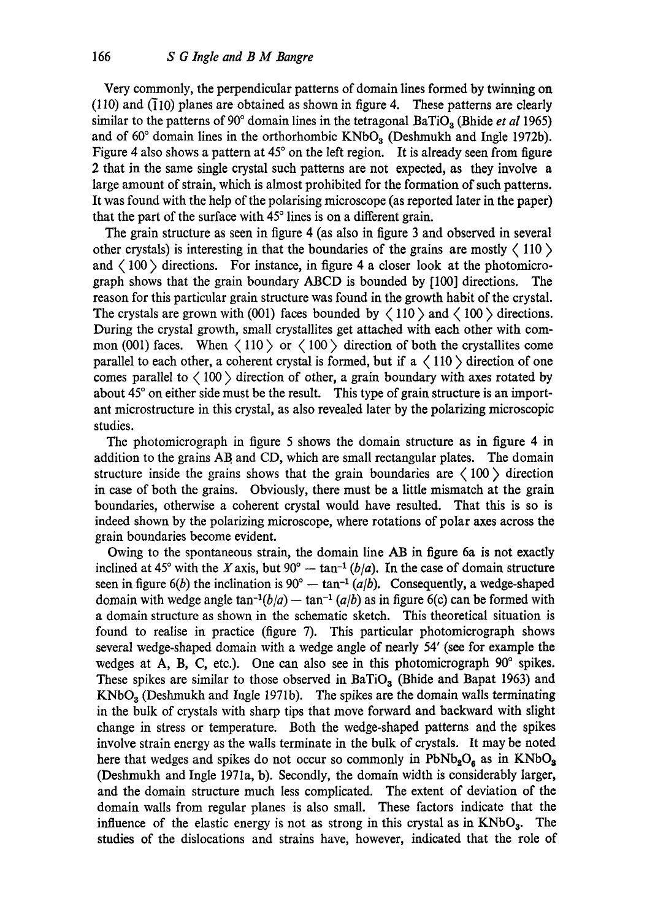Very commonly, the perpendicular patterns of domain lines formed by twinning on (110) and ($\bar{1}$10) planes are obtained as shown in figure 4. These patterns are clearly similar to the patterns of 90° domain lines in the tetragonal $BaTiO_3$ (Bhide *et al* 1965) and of 60° domain lines in the orthorhombic $KNbO_3$ (Deshmukh and Ingle 1972b). Figure 4 also shows a pattern at 45° on the left region. It is already seen from figure 2 that in the same single crystal such patterns are not expected, as they involve a large amount of strain, which is almost prohibited for the formation of such patterns. It was found with the help of the polarising microscope (as reported later in the paper) that the part of the surface with 45° lines is on a different grain.

The grain structure as seen in figure 4 (as also in figure 3 and observed in several other crystals) is interesting in that the boundaries of the grains are mostly ⟨ 110 ⟩ and ⟨ 100 ⟩ directions. For instance, in figure 4 a closer look at the photomicrograph shows that the grain boundary ABCD is bounded by [100] directions. The reason for this particular grain structure was found in the growth habit of the crystal. The crystals are grown with (001) faces bounded by ⟨ 110 ⟩ and ⟨ 100 ⟩ directions. During the crystal growth, small crystallites get attached with each other with common (001) faces. When ⟨ 110 ⟩ or ⟨ 100 ⟩ direction of both the crystallites come parallel to each other, a coherent crystal is formed, but if a ⟨ 110 ⟩ direction of one comes parallel to ⟨ 100 ⟩ direction of other, a grain boundary with axes rotated by about 45° on either side must be the result. This type of grain structure is an important microstructure in this crystal, as also revealed later by the polarizing microscopic studies.

The photomicrograph in figure 5 shows the domain structure as in figure 4 in addition to the grains AB and CD, which are small rectangular plates. The domain structure inside the grains shows that the grain boundaries are ⟨ 100 ⟩ direction in case of both the grains. Obviously, there must be a little mismatch at the grain boundaries, otherwise a coherent crystal would have resulted. That this is so is indeed shown by the polarizing microscope, where rotations of polar axes across the grain boundaries become evident.

Owing to the spontaneous strain, the domain line AB in figure 6a is not exactly inclined at 45° with the $X$ axis, but $90° - \tan^{-1}(b/a)$. In the case of domain structure seen in figure 6(*b*) the inclination is $90° - \tan^{-1}(a/b)$. Consequently, a wedge-shaped domain with wedge angle $\tan^{-1}(b/a) - \tan^{-1}(a/b)$ as in figure 6(c) can be formed with a domain structure as shown in the schematic sketch. This theoretical situation is found to realise in practice (figure 7). This particular photomicrograph shows several wedge-shaped domain with a wedge angle of nearly 54′ (see for example the wedges at A, B, C, etc.). One can also see in this photomicrograph 90° spikes. These spikes are similar to those observed in $BaTiO_3$ (Bhide and Bapat 1963) and $KNbO_3$ (Deshmukh and Ingle 1971b). The spikes are the domain walls terminating in the bulk of crystals with sharp tips that move forward and backward with slight change in stress or temperature. Both the wedge-shaped patterns and the spikes involve strain energy as the walls terminate in the bulk of crystals. It may be noted here that wedges and spikes do not occur so commonly in $PbNb_2O_6$ as in $KNbO_3$ (Deshmukh and Ingle 1971a, b). Secondly, the domain width is considerably larger, and the domain structure much less complicated. The extent of deviation of the domain walls from regular planes is also small. These factors indicate that the influence of the elastic energy is not as strong in this crystal as in $KNbO_3$. The studies of the dislocations and strains have, however, indicated that the role of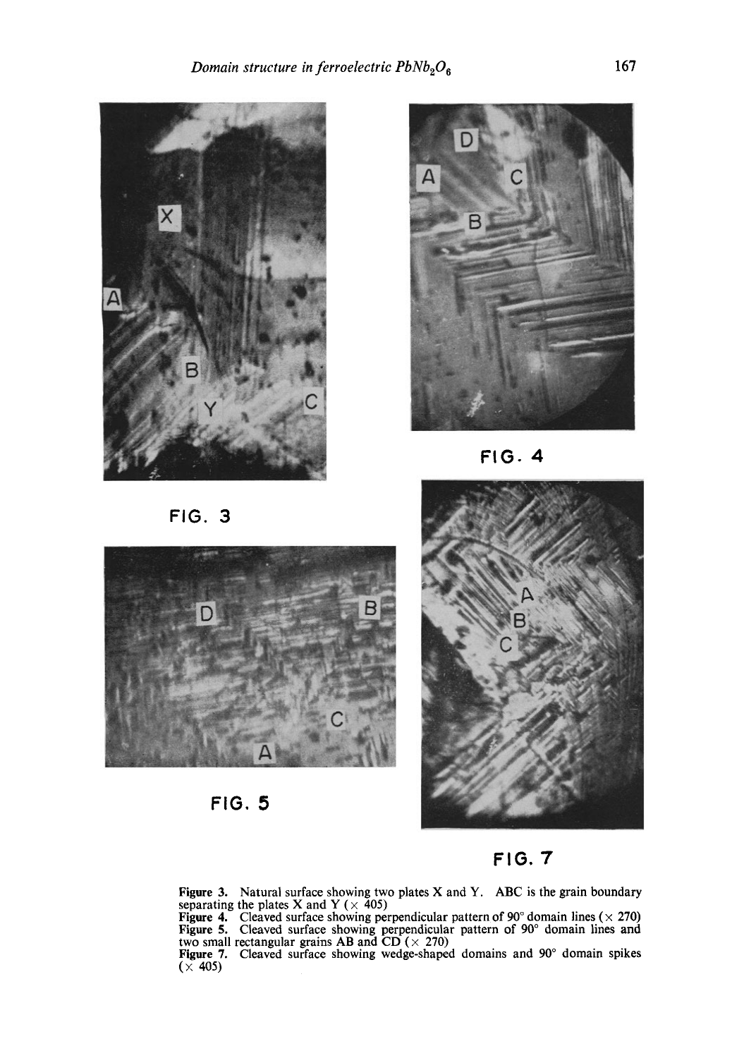FIG. 3

FIG. 4

FIG. 5

FIG. 7

**Figure 3.** Natural surface showing two plates X and Y. ABC is the grain boundary separating the plates X and Y (× 405)
**Figure 4.** Cleaved surface showing perpendicular pattern of 90° domain lines (× 270)
**Figure 5.** Cleaved surface showing perpendicular pattern of 90° domain lines and two small rectangular grains AB and CD (× 270)
**Figure 7.** Cleaved surface showing wedge-shaped domains and 90° domain spikes (× 405)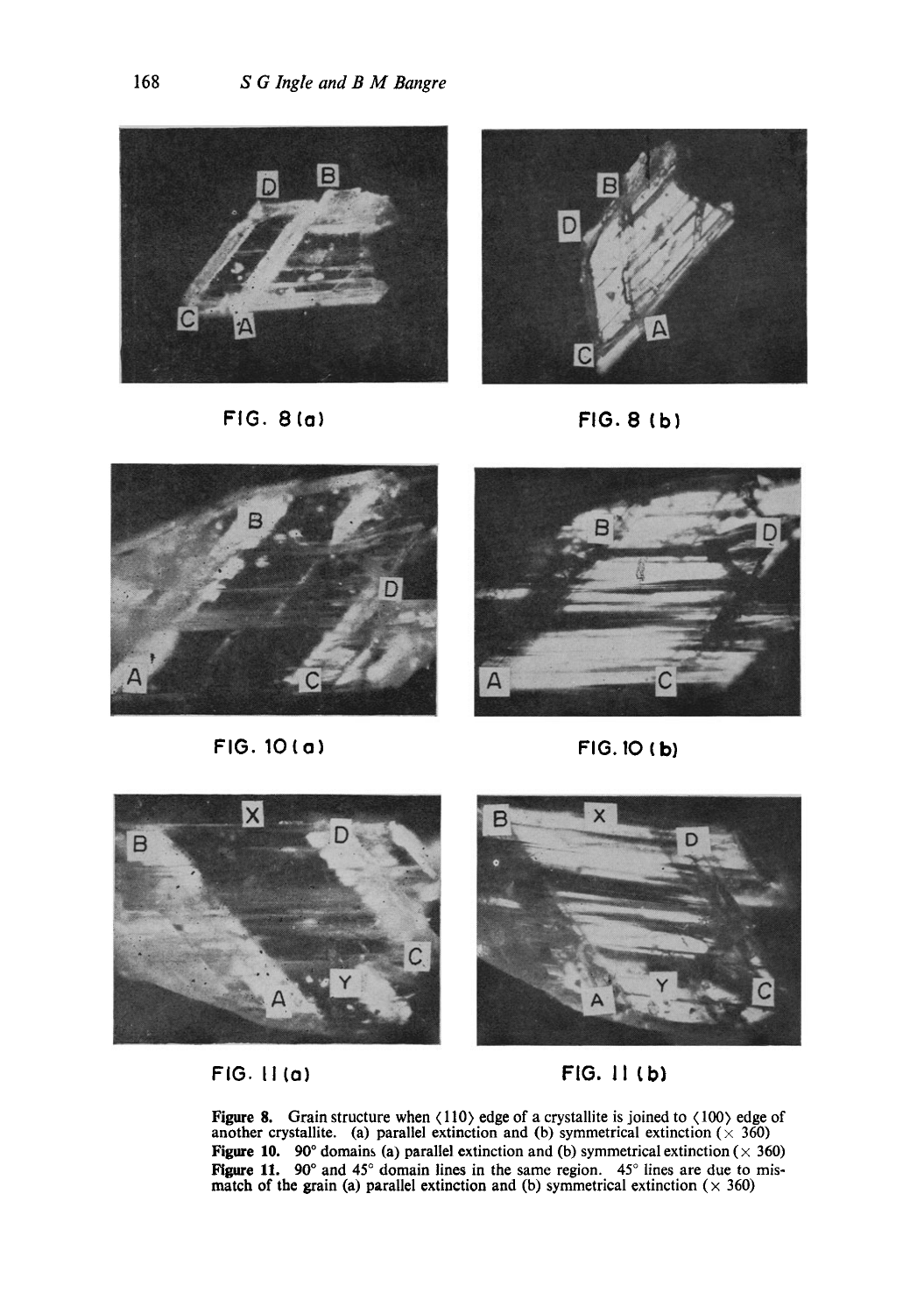FIG. 8 (a)

FIG. 8 (b)

FIG. 10 (a)

FIG. 10 (b)

FIG. 11 (a)

FIG. 11 (b)

**Figure 8.** Grain structure when ⟨110⟩ edge of a crystallite is joined to ⟨100⟩ edge of another crystallite. (a) parallel extinction and (b) symmetrical extinction (× 360)

**Figure 10.** 90° domains (a) parallel extinction and (b) symmetrical extinction (× 360)

**Figure 11.** 90° and 45° domain lines in the same region. 45° lines are due to mismatch of the grain (a) parallel extinction and (b) symmetrical extinction (× 360)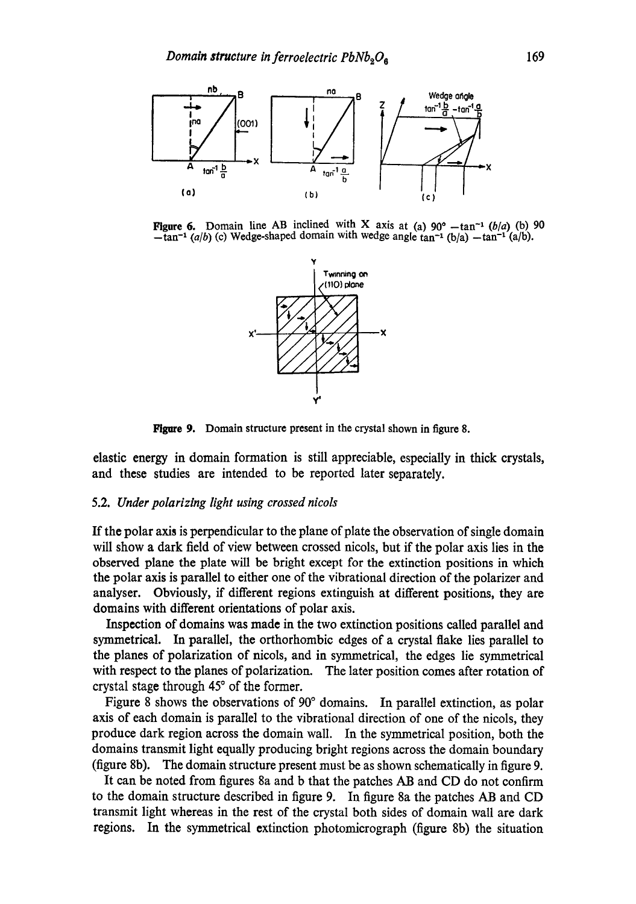Figure 6. Domain line AB inclined with X axis at (a) $90° - \tan^{-1}(b/a)$ (b) $90 - \tan^{-1}(a/b)$ (c) Wedge-shaped domain with wedge angle $\tan^{-1}(b/a) - \tan^{-1}(a/b)$.

Figure 9. Domain structure present in the crystal shown in figure 8.

elastic energy in domain formation is still appreciable, especially in thick crystals, and these studies are intended to be reported later separately.

### 5.2. *Under polarizing light using crossed nicols*

If the polar axis is perpendicular to the plane of plate the observation of single domain will show a dark field of view between crossed nicols, but if the polar axis lies in the observed plane the plate will be bright except for the extinction positions in which the polar axis is parallel to either one of the vibrational direction of the polarizer and analyser. Obviously, if different regions extinguish at different positions, they are domains with different orientations of polar axis.

Inspection of domains was made in the two extinction positions called parallel and symmetrical. In parallel, the orthorhombic edges of a crystal flake lies parallel to the planes of polarization of nicols, and in symmetrical, the edges lie symmetrical with respect to the planes of polarization. The later position comes after rotation of crystal stage through 45° of the former.

Figure 8 shows the observations of 90° domains. In parallel extinction, as polar axis of each domain is parallel to the vibrational direction of one of the nicols, they produce dark region across the domain wall. In the symmetrical position, both the domains transmit light equally producing bright regions across the domain boundary (figure 8b). The domain structure present must be as shown schematically in figure 9.

It can be noted from figures 8a and b that the patches AB and CD do not confirm to the domain structure described in figure 9. In figure 8a the patches AB and CD transmit light whereas in the rest of the crystal both sides of domain wall are dark regions. In the symmetrical extinction photomicrograph (figure 8b) the situation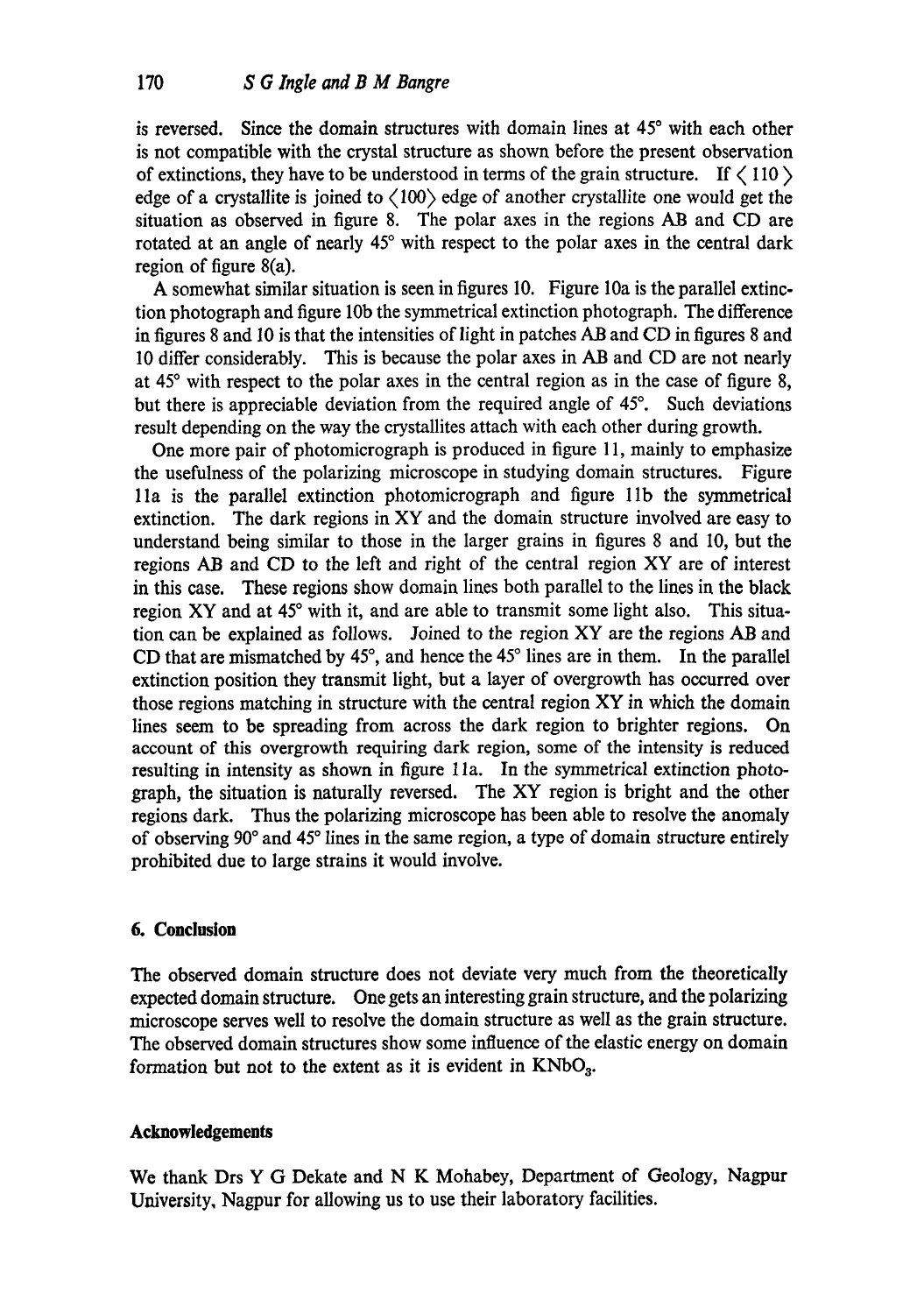is reversed. Since the domain structures with domain lines at 45° with each other is not compatible with the crystal structure as shown before the present observation of extinctions, they have to be understood in terms of the grain structure. If ⟨110⟩ edge of a crystallite is joined to ⟨100⟩ edge of another crystallite one would get the situation as observed in figure 8. The polar axes in the regions AB and CD are rotated at an angle of nearly 45° with respect to the polar axes in the central dark region of figure 8(a).

A somewhat similar situation is seen in figures 10. Figure 10a is the parallel extinction photograph and figure 10b the symmetrical extinction photograph. The difference in figures 8 and 10 is that the intensities of light in patches AB and CD in figures 8 and 10 differ considerably. This is because the polar axes in AB and CD are not nearly at 45° with respect to the polar axes in the central region as in the case of figure 8, but there is appreciable deviation from the required angle of 45°. Such deviations result depending on the way the crystallites attach with each other during growth.

One more pair of photomicrograph is produced in figure 11, mainly to emphasize the usefulness of the polarizing microscope in studying domain structures. Figure 11a is the parallel extinction photomicrograph and figure 11b the symmetrical extinction. The dark regions in XY and the domain structure involved are easy to understand being similar to those in the larger grains in figures 8 and 10, but the regions AB and CD to the left and right of the central region XY are of interest in this case. These regions show domain lines both parallel to the lines in the black region XY and at 45° with it, and are able to transmit some light also. This situation can be explained as follows. Joined to the region XY are the regions AB and CD that are mismatched by 45°, and hence the 45° lines are in them. In the parallel extinction position they transmit light, but a layer of overgrowth has occurred over those regions matching in structure with the central region XY in which the domain lines seem to be spreading from across the dark region to brighter regions. On account of this overgrowth requiring dark region, some of the intensity is reduced resulting in intensity as shown in figure 11a. In the symmetrical extinction photograph, the situation is naturally reversed. The XY region is bright and the other regions dark. Thus the polarizing microscope has been able to resolve the anomaly of observing 90° and 45° lines in the same region, a type of domain structure entirely prohibited due to large strains it would involve.

## 6. Conclusion

The observed domain structure does not deviate very much from the theoretically expected domain structure. One gets an interesting grain structure, and the polarizing microscope serves well to resolve the domain structure as well as the grain structure. The observed domain structures show some influence of the elastic energy on domain formation but not to the extent as it is evident in $KNbO_3$.

## Acknowledgements

We thank Drs Y G Dekate and N K Mohabey, Department of Geology, Nagpur University, Nagpur for allowing us to use their laboratory facilities.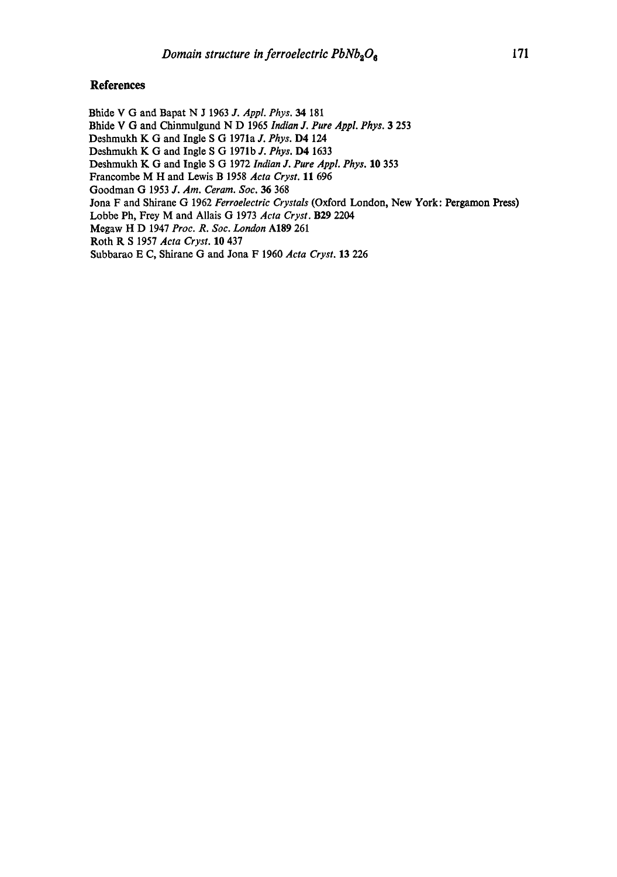## References

Bhide V G and Bapat N J 1963 *J. Appl. Phys.* **34** 181

Bhide V G and Chinmulgund N D 1965 *Indian J. Pure Appl. Phys.* **3** 253

Deshmukh K G and Ingle S G 1971a *J. Phys.* **D4** 124

Deshmukh K G and Ingle S G 1971b *J. Phys.* **D4** 1633

Deshmukh K G and Ingle S G 1972 *Indian J. Pure Appl. Phys.* **10** 353

Francombe M H and Lewis B 1958 *Acta Cryst.* **11** 696

Goodman G 1953 *J. Am. Ceram. Soc.* **36** 368

Jona F and Shirane G 1962 *Ferroelectric Crystals* (Oxford London, New York: Pergamon Press)

Lobbe Ph, Frey M and Allais G 1973 *Acta Cryst.* **B29** 2204

Megaw H D 1947 *Proc. R. Soc. London* **A189** 261

Roth R S 1957 *Acta Cryst.* **10** 437

Subbarao E C, Shirane G and Jona F 1960 *Acta Cryst.* **13** 226